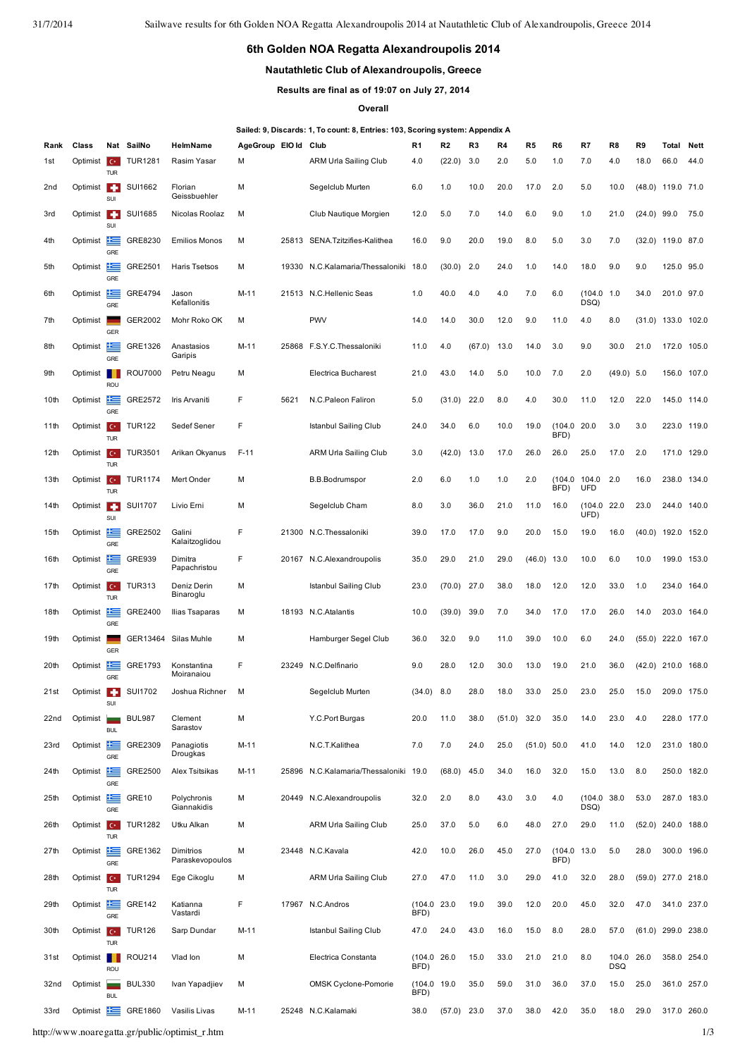# 6th Golden NOA Regatta Alexandroupolis 2014

### Nautathletic Club of Alexandroupolis, Greece

**Results are final as of 19:07 on July 27, 2014**

**Overall**

**Sailed: 9, Discards: 1, To count: 8, Entries: 103, Scoring system: Appendix A**

| Rank | Class | Nat | SailNo | HelmName | AgeGroup | EIO Id | Club | R1 | R2 | R3 | R4 | R5 | R6 | R7 | R8 | R9 | Total | Nett |
|---|---|---|---|---|---|---|---|---|---|---|---|---|---|---|---|---|---|---|
| 1st | Optimist | TUR | TUR1281 | Rasim Yasar | M | | ARM Urla Sailing Club | 4.0 | (22.0) | 3.0 | 2.0 | 5.0 | 1.0 | 7.0 | 4.0 | 18.0 | 66.0 | 44.0 |
| 2nd | Optimist | SUI | SUI1662 | Florian Geissbuehler | M | | Segelclub Murten | 6.0 | 1.0 | 10.0 | 20.0 | 17.0 | 2.0 | 5.0 | 10.0 | (48.0) | 119.0 | 71.0 |
| 3rd | Optimist | SUI | SUI1685 | Nicolas Roolaz | M | | Club Nautique Morgien | 12.0 | 5.0 | 7.0 | 14.0 | 6.0 | 9.0 | 1.0 | 21.0 | (24.0) | 99.0 | 75.0 |
| 4th | Optimist | GRE | GRE8230 | Emilios Monos | M | 25813 | SENA.Tzitzifies-Kalithea | 16.0 | 9.0 | 20.0 | 19.0 | 8.0 | 5.0 | 3.0 | 7.0 | (32.0) | 119.0 | 87.0 |
| 5th | Optimist | GRE | GRE2501 | Haris Tsetsos | M | 19330 | N.C.Kalamaria/Thessaloniki | 18.0 | (30.0) | 2.0 | 24.0 | 1.0 | 14.0 | 18.0 | 9.0 | 9.0 | 125.0 | 95.0 |
| 6th | Optimist | GRE | GRE4794 | Jason Kefallonitis | M-11 | 21513 | N.C.Hellenic Seas | 1.0 | 40.0 | 4.0 | 4.0 | 7.0 | 6.0 | (104.0 DSQ) | 1.0 | 34.0 | 201.0 | 97.0 |
| 7th | Optimist | GER | GER2002 | Mohr Roko OK | M | | PWV | 14.0 | 14.0 | 30.0 | 12.0 | 9.0 | 11.0 | 4.0 | 8.0 | (31.0) | 133.0 | 102.0 |
| 8th | Optimist | GRE | GRE1326 | Anastasios Garipis | M-11 | 25868 | F.S.Y.C.Thessaloniki | 11.0 | 4.0 | (67.0) | 13.0 | 14.0 | 3.0 | 9.0 | 30.0 | 21.0 | 172.0 | 105.0 |
| 9th | Optimist | ROU | ROU7000 | Petru Neagu | M | | Electrica Bucharest | 21.0 | 43.0 | 14.0 | 5.0 | 10.0 | 7.0 | 2.0 | (49.0) | 5.0 | 156.0 | 107.0 |
| 10th | Optimist | GRE | GRE2572 | Iris Arvaniti | F | 5621 | N.C.Paleon Faliron | 5.0 | (31.0) | 22.0 | 8.0 | 4.0 | 30.0 | 11.0 | 12.0 | 22.0 | 145.0 | 114.0 |
| 11th | Optimist | TUR | TUR122 | Sedef Sener | F | | Istanbul Sailing Club | 24.0 | 34.0 | 6.0 | 10.0 | 19.0 | (104.0 BFD) | 20.0 | 3.0 | 3.0 | 223.0 | 119.0 |
| 12th | Optimist | TUR | TUR3501 | Arikan Okyanus | F-11 | | ARM Urla Sailing Club | 3.0 | (42.0) | 13.0 | 17.0 | 26.0 | 26.0 | 25.0 | 17.0 | 2.0 | 171.0 | 129.0 |
| 13th | Optimist | TUR | TUR1174 | Mert Onder | M | | B.B.Bodrumspor | 2.0 | 6.0 | 1.0 | 1.0 | 2.0 | (104.0 BFD) | 104.0 UFD | 2.0 | 16.0 | 238.0 | 134.0 |
| 14th | Optimist | SUI | SUI1707 | Livio Erni | M | | Segelclub Cham | 8.0 | 3.0 | 36.0 | 21.0 | 11.0 | 16.0 | (104.0 UFD) | 22.0 | 23.0 | 244.0 | 140.0 |
| 15th | Optimist | GRE | GRE2502 | Galini Kalaitzoglidou | F | 21300 | N.C.Thessaloniki | 39.0 | 17.0 | 17.0 | 9.0 | 20.0 | 15.0 | 19.0 | 16.0 | (40.0) | 192.0 | 152.0 |
| 16th | Optimist | GRE | GRE939 | Dimitra Papachristou | F | 20167 | N.C.Alexandroupolis | 35.0 | 29.0 | 21.0 | 29.0 | (46.0) | 13.0 | 10.0 | 6.0 | 10.0 | 199.0 | 153.0 |
| 17th | Optimist | TUR | TUR313 | Deniz Derin Binaroglu | M | | Istanbul Sailing Club | 23.0 | (70.0) | 27.0 | 38.0 | 18.0 | 12.0 | 12.0 | 33.0 | 1.0 | 234.0 | 164.0 |
| 18th | Optimist | GRE | GRE2400 | Ilias Tsaparas | M | 18193 | N.C.Atalantis | 10.0 | (39.0) | 39.0 | 7.0 | 34.0 | 17.0 | 17.0 | 26.0 | 14.0 | 203.0 | 164.0 |
| 19th | Optimist | GER | GER13464 | Silas Muhle | M | | Hamburger Segel Club | 36.0 | 32.0 | 9.0 | 11.0 | 39.0 | 10.0 | 6.0 | 24.0 | (55.0) | 222.0 | 167.0 |
| 20th | Optimist | GRE | GRE1793 | Konstantina Moiranaiou | F | 23249 | N.C.Delfinario | 9.0 | 28.0 | 12.0 | 30.0 | 13.0 | 19.0 | 21.0 | 36.0 | (42.0) | 210.0 | 168.0 |
| 21st | Optimist | SUI | SUI1702 | Joshua Richner | M | | Segelclub Murten | (34.0) | 8.0 | 28.0 | 18.0 | 33.0 | 25.0 | 23.0 | 25.0 | 15.0 | 209.0 | 175.0 |
| 22nd | Optimist | BUL | BUL987 | Clement Sarastov | M | | Y.C.Port Burgas | 20.0 | 11.0 | 38.0 | (51.0) | 32.0 | 35.0 | 14.0 | 23.0 | 4.0 | 228.0 | 177.0 |
| 23rd | Optimist | GRE | GRE2309 | Panagiotis Drougkas | M-11 | | N.C.T.Kalithea | 7.0 | 7.0 | 24.0 | 25.0 | (51.0) | 50.0 | 41.0 | 14.0 | 12.0 | 231.0 | 180.0 |
| 24th | Optimist | GRE | GRE2500 | Alex Tsitsikas | M-11 | 25896 | N.C.Kalamaria/Thessaloniki | 19.0 | (68.0) | 45.0 | 34.0 | 16.0 | 32.0 | 15.0 | 13.0 | 8.0 | 250.0 | 182.0 |
| 25th | Optimist | GRE | GRE10 | Polychronis Giannakidis | M | 20449 | N.C.Alexandroupolis | 32.0 | 2.0 | 8.0 | 43.0 | 3.0 | 4.0 | (104.0 DSQ) | 38.0 | 53.0 | 287.0 | 183.0 |
| 26th | Optimist | TUR | TUR1282 | Utku Alkan | M | | ARM Urla Sailing Club | 25.0 | 37.0 | 5.0 | 6.0 | 48.0 | 27.0 | 29.0 | 11.0 | (52.0) | 240.0 | 188.0 |
| 27th | Optimist | GRE | GRE1362 | Dimitrios Paraskevopoulos | M | 23448 | N.C.Kavala | 42.0 | 10.0 | 26.0 | 45.0 | 27.0 | (104.0 BFD) | 13.0 | 5.0 | 28.0 | 300.0 | 196.0 |
| 28th | Optimist | TUR | TUR1294 | Ege Cikoglu | M | | ARM Urla Sailing Club | 27.0 | 47.0 | 11.0 | 3.0 | 29.0 | 41.0 | 32.0 | 28.0 | (59.0) | 277.0 | 218.0 |
| 29th | Optimist | GRE | GRE142 | Katianna Vastardi | F | 17967 | N.C.Andros | (104.0 BFD) | 23.0 | 19.0 | 39.0 | 12.0 | 20.0 | 45.0 | 32.0 | 47.0 | 341.0 | 237.0 |
| 30th | Optimist | TUR | TUR126 | Sarp Dundar | M-11 | | Istanbul Sailing Club | 47.0 | 24.0 | 43.0 | 16.0 | 15.0 | 8.0 | 28.0 | 57.0 | (61.0) | 299.0 | 238.0 |
| 31st | Optimist | ROU | ROU214 | Vlad Ion | M | | Electrica Constanta | (104.0 BFD) | 26.0 | 15.0 | 33.0 | 21.0 | 21.0 | 8.0 | 104.0 DSQ | 26.0 | 358.0 | 254.0 |
| 32nd | Optimist | BUL | BUL330 | Ivan Yapadjiev | M | | OMSK Cyclone-Pomorie | (104.0 BFD) | 19.0 | 35.0 | 59.0 | 31.0 | 36.0 | 37.0 | 15.0 | 25.0 | 361.0 | 257.0 |
| 33rd | Optimist | GRE | GRE1860 | Vasilis Livas | M-11 | 25248 | N.C.Kalamaki | 38.0 | (57.0) | 23.0 | 37.0 | 38.0 | 42.0 | 35.0 | 18.0 | 29.0 | 317.0 | 260.0 |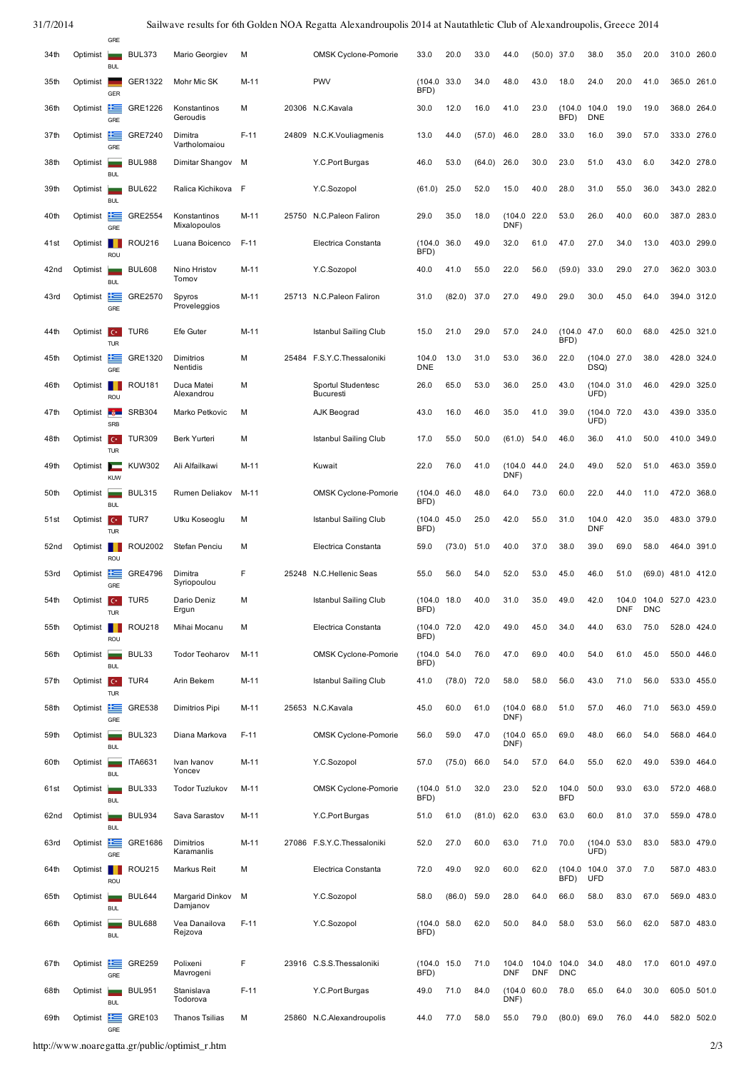| 34th | Optimist | BUL | BUL373 | Mario Georgiev | M | | OMSK Cyclone-Pomorie | 33.0 | 20.0 | 33.0 | 44.0 | (50.0) | 37.0 | 38.0 | 35.0 | 20.0 | 310.0 | 260.0 |
|---|---|---|---|---|---|---|---|---|---|---|---|---|---|---|---|---|---|---|
| 35th | Optimist | GER | GER1322 | Mohr Mic SK | M-11 | | PWV | (104.0 BFD) | 33.0 | 34.0 | 48.0 | 43.0 | 18.0 | 24.0 | 20.0 | 41.0 | 365.0 | 261.0 |
| 36th | Optimist | GRE | GRE1226 | Konstantinos Geroudis | M | 20306 | N.C.Kavala | 30.0 | 12.0 | 16.0 | 41.0 | 23.0 | (104.0 BFD) | 104.0 DNE | 19.0 | 19.0 | 368.0 | 264.0 |
| 37th | Optimist | GRE | GRE7240 | Dimitra Vartholomaiou | F-11 | 24809 | N.C.K.Vouliagmenis | 13.0 | 44.0 | (57.0) | 46.0 | 28.0 | 33.0 | 16.0 | 39.0 | 57.0 | 333.0 | 276.0 |
| 38th | Optimist | BUL | BUL988 | Dimitar Shangov | M | | Y.C.Port Burgas | 46.0 | 53.0 | (64.0) | 26.0 | 30.0 | 23.0 | 51.0 | 43.0 | 6.0 | 342.0 | 278.0 |
| 39th | Optimist | BUL | BUL622 | Ralica Kichikova | F | | Y.C.Sozopol | (61.0) | 25.0 | 52.0 | 15.0 | 40.0 | 28.0 | 31.0 | 55.0 | 36.0 | 343.0 | 282.0 |
| 40th | Optimist | GRE | GRE2554 | Konstantinos Mixalopoulos | M-11 | 25750 | N.C.Paleon Faliron | 29.0 | 35.0 | 18.0 | (104.0 DNF) | 22.0 | 53.0 | 26.0 | 40.0 | 60.0 | 387.0 | 283.0 |
| 41st | Optimist | ROU | ROU216 | Luana Boicenco | F-11 | | Electrica Constanta | (104.0 BFD) | 36.0 | 49.0 | 32.0 | 61.0 | 47.0 | 27.0 | 34.0 | 13.0 | 403.0 | 299.0 |
| 42nd | Optimist | BUL | BUL608 | Nino Hristov Tomov | M-11 | | Y.C.Sozopol | 40.0 | 41.0 | 55.0 | 22.0 | 56.0 | (59.0) | 33.0 | 29.0 | 27.0 | 362.0 | 303.0 |
| 43rd | Optimist | GRE | GRE2570 | Spyros Proveleggios | M-11 | 25713 | N.C.Paleon Faliron | 31.0 | (82.0) | 37.0 | 27.0 | 49.0 | 29.0 | 30.0 | 45.0 | 64.0 | 394.0 | 312.0 |
| 44th | Optimist | TUR | TUR6 | Efe Guter | M-11 | | Istanbul Sailing Club | 15.0 | 21.0 | 29.0 | 57.0 | 24.0 | (104.0 BFD) | 47.0 | 60.0 | 68.0 | 425.0 | 321.0 |
| 45th | Optimist | GRE | GRE1320 | Dimitrios Nentidis | M | 25484 | F.S.Y.C.Thessaloniki | 104.0 DNE | 13.0 | 31.0 | 53.0 | 36.0 | 22.0 | (104.0 DSQ) | 27.0 | 38.0 | 428.0 | 324.0 |
| 46th | Optimist | ROU | ROU181 | Duca Matei Alexandru | M | | Sportul Studentesc Bucuresti | 26.0 | 65.0 | 53.0 | 36.0 | 25.0 | 43.0 | (104.0 UFD) | 31.0 | 46.0 | 429.0 | 325.0 |
| 47th | Optimist | SRB | SRB304 | Marko Petkovic | M | | AJK Beograd | 43.0 | 16.0 | 46.0 | 35.0 | 41.0 | 39.0 | (104.0 UFD) | 72.0 | 43.0 | 439.0 | 335.0 |
| 48th | Optimist | TUR | TUR309 | Berk Yurteri | M | | Istanbul Sailing Club | 17.0 | 55.0 | 50.0 | (61.0) | 54.0 | 46.0 | 36.0 | 41.0 | 50.0 | 410.0 | 349.0 |
| 49th | Optimist | KUW | KUW302 | Ali Alfailkawi | M-11 | | Kuwait | 22.0 | 76.0 | 41.0 | (104.0 DNF) | 44.0 | 24.0 | 49.0 | 52.0 | 51.0 | 463.0 | 359.0 |
| 50th | Optimist | BUL | BUL315 | Rumen Deliakov | M-11 | | OMSK Cyclone-Pomorie | (104.0 BFD) | 46.0 | 48.0 | 64.0 | 73.0 | 60.0 | 22.0 | 44.0 | 11.0 | 472.0 | 368.0 |
| 51st | Optimist | TUR | TUR7 | Utku Koseoglu | M | | Istanbul Sailing Club | (104.0 BFD) | 45.0 | 25.0 | 42.0 | 55.0 | 31.0 | 104.0 DNF | 42.0 | 35.0 | 483.0 | 379.0 |
| 52nd | Optimist | ROU | ROU2002 | Stefan Penciu | M | | Electrica Constanta | 59.0 | (73.0) | 51.0 | 40.0 | 37.0 | 38.0 | 39.0 | 69.0 | 58.0 | 464.0 | 391.0 |
| 53rd | Optimist | GRE | GRE4796 | Dimitra Syriopoulou | F | 25248 | N.C.Hellenic Seas | 55.0 | 56.0 | 54.0 | 52.0 | 53.0 | 45.0 | 46.0 | 51.0 | (69.0) | 481.0 | 412.0 |
| 54th | Optimist | TUR | TUR5 | Dario Deniz Ergun | M | | Istanbul Sailing Club | (104.0 BFD) | 18.0 | 40.0 | 31.0 | 35.0 | 49.0 | 42.0 | 104.0 DNF | 104.0 DNC | 527.0 | 423.0 |
| 55th | Optimist | ROU | ROU218 | Mihai Mocanu | M | | Electrica Constanta | (104.0 BFD) | 72.0 | 42.0 | 49.0 | 45.0 | 34.0 | 44.0 | 63.0 | 75.0 | 528.0 | 424.0 |
| 56th | Optimist | BUL | BUL33 | Todor Teoharov | M-11 | | OMSK Cyclone-Pomorie | (104.0 BFD) | 54.0 | 76.0 | 47.0 | 69.0 | 40.0 | 54.0 | 61.0 | 45.0 | 550.0 | 446.0 |
| 57th | Optimist | TUR | TUR4 | Arin Bekem | M-11 | | Istanbul Sailing Club | 41.0 | (78.0) | 72.0 | 58.0 | 58.0 | 56.0 | 43.0 | 71.0 | 56.0 | 533.0 | 455.0 |
| 58th | Optimist | GRE | GRE538 | Dimitrios Pipi | M-11 | 25653 | N.C.Kavala | 45.0 | 60.0 | 61.0 | (104.0 DNF) | 68.0 | 51.0 | 57.0 | 46.0 | 71.0 | 563.0 | 459.0 |
| 59th | Optimist | BUL | BUL323 | Diana Markova | F-11 | | OMSK Cyclone-Pomorie | 56.0 | 59.0 | 47.0 | (104.0 DNF) | 65.0 | 69.0 | 48.0 | 66.0 | 54.0 | 568.0 | 464.0 |
| 60th | Optimist | BUL | ITA6631 | Ivan Ivanov Yoncev | M-11 | | Y.C.Sozopol | 57.0 | (75.0) | 66.0 | 54.0 | 57.0 | 64.0 | 55.0 | 62.0 | 49.0 | 539.0 | 464.0 |
| 61st | Optimist | BUL | BUL333 | Todor Tuzlukov | M-11 | | OMSK Cyclone-Pomorie | (104.0 BFD) | 51.0 | 32.0 | 23.0 | 52.0 | 104.0 BFD | 50.0 | 93.0 | 63.0 | 572.0 | 468.0 |
| 62nd | Optimist | BUL | BUL934 | Sava Sarastov | M-11 | | Y.C.Port Burgas | 51.0 | 61.0 | (81.0) | 62.0 | 63.0 | 63.0 | 60.0 | 81.0 | 37.0 | 559.0 | 478.0 |
| 63rd | Optimist | GRE | GRE1686 | Dimitrios Karamanlis | M-11 | 27086 | F.S.Y.C.Thessaloniki | 52.0 | 27.0 | 60.0 | 63.0 | 71.0 | 70.0 | (104.0 UFD) | 53.0 | 83.0 | 583.0 | 479.0 |
| 64th | Optimist | ROU | ROU215 | Markus Reit | M | | Electrica Constanta | 72.0 | 49.0 | 92.0 | 60.0 | 62.0 | (104.0 BFD) | 104.0 UFD | 37.0 | 7.0 | 587.0 | 483.0 |
| 65th | Optimist | BUL | BUL644 | Margarid Dinkov Damjanov | M | | Y.C.Sozopol | 58.0 | (86.0) | 59.0 | 28.0 | 64.0 | 66.0 | 58.0 | 83.0 | 67.0 | 569.0 | 483.0 |
| 66th | Optimist | BUL | BUL688 | Vea Danailova Rejzova | F-11 | | Y.C.Sozopol | (104.0 BFD) | 58.0 | 62.0 | 50.0 | 84.0 | 58.0 | 53.0 | 56.0 | 62.0 | 587.0 | 483.0 |
| 67th | Optimist | GRE | GRE259 | Polixeni Mavrogeni | F | 23916 | C.S.S.Thessaloniki | (104.0 BFD) | 15.0 | 71.0 | 104.0 DNF | 104.0 DNF | 104.0 DNC | 34.0 | 48.0 | 17.0 | 601.0 | 497.0 |
| 68th | Optimist | BUL | BUL951 | Stanislava Todorova | F-11 | | Y.C.Port Burgas | 49.0 | 71.0 | 84.0 | (104.0 DNF) | 60.0 | 78.0 | 65.0 | 64.0 | 30.0 | 605.0 | 501.0 |
| 69th | Optimist | GRE | GRE103 | Thanos Tsilias | M | 25860 | N.C.Alexandroupolis | 44.0 | 77.0 | 58.0 | 55.0 | 79.0 | (80.0) | 69.0 | 76.0 | 44.0 | 582.0 | 502.0 |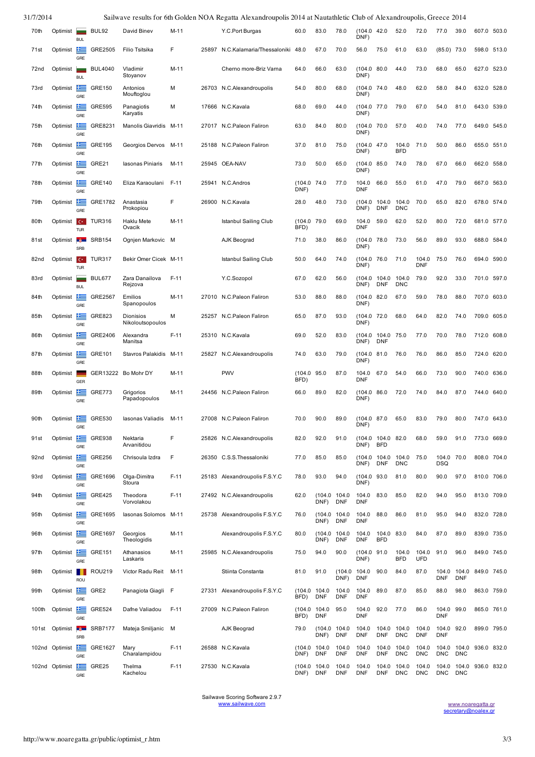| | | | | | | | | | | | | | | | | | | | |
|---|---|---|---|---|---|---|---|---|---|---|---|---|---|---|---|---|---|---|---|
| 70th | Optimist | BUL | BUL92 | David Binev | M-11 | | Y.C.Port Burgas | 60.0 | 83.0 | 78.0 | (104.0 DNF) | 42.0 | 52.0 | 72.0 | 77.0 | 39.0 | 607.0 | 503.0 |
| 71st | Optimist | GRE | GRE2505 | Filio Tsitsika | F | 25897 | N.C.Kalamaria/Thessaloniki | 48.0 | 67.0 | 70.0 | 56.0 | 75.0 | 61.0 | 63.0 | (85.0) | 73.0 | 598.0 | 513.0 |
| 72nd | Optimist | BUL | BUL4040 | Vladimir Stoyanov | M-11 | | Cherno more-Briz Varna | 64.0 | 66.0 | 63.0 | (104.0 DNF) | 80.0 | 44.0 | 73.0 | 68.0 | 65.0 | 627.0 | 523.0 |
| 73rd | Optimist | GRE | GRE150 | Antonios Mouftoglou | M | 26703 | N.C.Alexandroupolis | 54.0 | 80.0 | 68.0 | (104.0 DNF) | 74.0 | 48.0 | 62.0 | 58.0 | 84.0 | 632.0 | 528.0 |
| 74th | Optimist | GRE | GRE595 | Panagiotis Karyatis | M | 17666 | N.C.Kavala | 68.0 | 69.0 | 44.0 | (104.0 DNF) | 77.0 | 79.0 | 67.0 | 54.0 | 81.0 | 643.0 | 539.0 |
| 75th | Optimist | GRE | GRE8231 | Manolis Giavridis | M-11 | 27017 | N.C.Paleon Faliron | 63.0 | 84.0 | 80.0 | (104.0 DNF) | 70.0 | 57.0 | 40.0 | 74.0 | 77.0 | 649.0 | 545.0 |
| 76th | Optimist | GRE | GRE195 | Georgios Dervos | M-11 | 25188 | N.C.Paleon Faliron | 37.0 | 81.0 | 75.0 | (104.0 DNF) | 47.0 | 104.0 BFD | 71.0 | 50.0 | 86.0 | 655.0 | 551.0 |
| 77th | Optimist | GRE | GRE21 | Iasonas Piniaris | M-11 | 25945 | OEA-NAV | 73.0 | 50.0 | 65.0 | (104.0 DNF) | 85.0 | 74.0 | 78.0 | 67.0 | 66.0 | 662.0 | 558.0 |
| 78th | Optimist | GRE | GRE140 | Eliza Karaoulani | F-11 | 25941 | N.C.Andros | (104.0 DNF) | 74.0 | 77.0 | 104.0 DNF | 66.0 | 55.0 | 61.0 | 47.0 | 79.0 | 667.0 | 563.0 |
| 79th | Optimist | GRE | GRE1782 | Anastasia Prokopiou | F | 26900 | N.C.Kavala | 28.0 | 48.0 | 73.0 | (104.0 DNF) | 104.0 DNF | 104.0 DNC | 70.0 | 65.0 | 82.0 | 678.0 | 574.0 |
| 80th | Optimist | TUR | TUR316 | Haklu Mete Ovacik | M-11 | | Istanbul Sailing Club | (104.0 BFD) | 79.0 | 69.0 | 104.0 DNF | 59.0 | 62.0 | 52.0 | 80.0 | 72.0 | 681.0 | 577.0 |
| 81st | Optimist | SRB | SRB154 | Ognjen Markovic | M | | AJK Beograd | 71.0 | 38.0 | 86.0 | (104.0 DNF) | 78.0 | 73.0 | 56.0 | 89.0 | 93.0 | 688.0 | 584.0 |
| 82nd | Optimist | TUR | TUR317 | Bekir Omer Cicek | M-11 | | Istanbul Sailing Club | 50.0 | 64.0 | 74.0 | (104.0 DNF) | 76.0 | 71.0 | 104.0 DNF | 75.0 | 76.0 | 694.0 | 590.0 |
| 83rd | Optimist | BUL | BUL677 | Zara Danailova Rejzova | F-11 | | Y.C.Sozopol | 67.0 | 62.0 | 56.0 | (104.0 DNF) | 104.0 DNF | 104.0 DNC | 79.0 | 92.0 | 33.0 | 701.0 | 597.0 |
| 84th | Optimist | GRE | GRE2567 | Emilios Spanopoulos | M-11 | 27010 | N.C.Paleon Faliron | 53.0 | 88.0 | 88.0 | (104.0 DNF) | 82.0 | 67.0 | 59.0 | 78.0 | 88.0 | 707.0 | 603.0 |
| 85th | Optimist | GRE | GRE823 | Dionisios Nikoloutsopoulos | M | 25257 | N.C.Paleon Faliron | 65.0 | 87.0 | 93.0 | (104.0 DNF) | 72.0 | 68.0 | 64.0 | 82.0 | 74.0 | 709.0 | 605.0 |
| 86th | Optimist | GRE | GRE2406 | Alexandra Manitsa | F-11 | 25310 | N.C.Kavala | 69.0 | 52.0 | 83.0 | (104.0 DNF) | 104.0 DNF | 75.0 | 77.0 | 70.0 | 78.0 | 712.0 | 608.0 |
| 87th | Optimist | GRE | GRE101 | Stavros Palakidis | M-11 | 25827 | N.C.Alexandroupolis | 74.0 | 63.0 | 79.0 | (104.0 DNF) | 81.0 | 76.0 | 76.0 | 86.0 | 85.0 | 724.0 | 620.0 |
| 88th | Optimist | GER | GER13222 | Bo Mohr DY | M-11 | | PWV | (104.0 BFD) | 95.0 | 87.0 | 104.0 DNF | 67.0 | 54.0 | 66.0 | 73.0 | 90.0 | 740.0 | 636.0 |
| 89th | Optimist | GRE | GRE773 | Grigorios Papadopoulos | M-11 | 24456 | N.C.Paleon Faliron | 66.0 | 89.0 | 82.0 | (104.0 DNF) | 86.0 | 72.0 | 74.0 | 84.0 | 87.0 | 744.0 | 640.0 |
| 90th | Optimist | GRE | GRE530 | Iasonas Valiadis | M-11 | 27008 | N.C.Paleon Faliron | 70.0 | 90.0 | 89.0 | (104.0 DNF) | 87.0 | 65.0 | 83.0 | 79.0 | 80.0 | 747.0 | 643.0 |
| 91st | Optimist | GRE | GRE938 | Nektaria Arvanitidou | F | 25826 | N.C.Alexandroupolis | 82.0 | 92.0 | 91.0 | (104.0 DNF) | 104.0 BFD | 82.0 | 68.0 | 59.0 | 91.0 | 773.0 | 669.0 |
| 92nd | Optimist | GRE | GRE256 | Chrisoula Izdra | F | 26350 | C.S.S.Thessaloniki | 77.0 | 85.0 | 85.0 | (104.0 DNF) | 104.0 DNF | 104.0 DNC | 75.0 | 104.0 DSQ | 70.0 | 808.0 | 704.0 |
| 93rd | Optimist | GRE | GRE1696 | Olga-Dimitra Stoura | F-11 | 25183 | Alexandroupolis F.S.Y.C | 78.0 | 93.0 | 94.0 | (104.0 DNF) | 93.0 | 81.0 | 80.0 | 90.0 | 97.0 | 810.0 | 706.0 |
| 94th | Optimist | GRE | GRE425 | Theodora Vorvolakou | F-11 | 27492 | N.C.Alexandroupolis | 62.0 | (104.0 DNF) | 104.0 DNF | 104.0 DNF | 83.0 | 85.0 | 82.0 | 94.0 | 95.0 | 813.0 | 709.0 |
| 95th | Optimist | GRE | GRE1695 | Iasonas Solomos | M-11 | 25738 | Alexandroupolis F.S.Y.C | 76.0 | (104.0 DNF) | 104.0 DNF | 104.0 DNF | 88.0 | 86.0 | 81.0 | 95.0 | 94.0 | 832.0 | 728.0 |
| 96th | Optimist | GRE | GRE1697 | Georgios Theologidis | M-11 | | Alexandroupolis F.S.Y.C | 80.0 | (104.0 DNF) | 104.0 DNF | 104.0 DNF | 104.0 BFD | 83.0 | 84.0 | 87.0 | 89.0 | 839.0 | 735.0 |
| 97th | Optimist | GRE | GRE151 | Athanasios Laskaris | M-11 | 25985 | N.C.Alexandroupolis | 75.0 | 94.0 | 90.0 | (104.0 DNF) | 91.0 | 104.0 BFD | 104.0 UFD | 91.0 | 96.0 | 849.0 | 745.0 |
| 98th | Optimist | ROU | ROU219 | Victor Radu Reit | M-11 | | Stiinta Constanta | 81.0 | 91.0 | (104.0 DNF) | 104.0 DNF | 90.0 | 84.0 | 87.0 | 104.0 DNF | 104.0 DNF | 849.0 | 745.0 |
| 99th | Optimist | GRE | GRE2 | Panagiota Giagli | F | 27331 | Alexandroupolis F.S.Y.C | (104.0 BFD) | 104.0 DNF | 104.0 DNF | 104.0 DNF | 89.0 | 87.0 | 85.0 | 88.0 | 98.0 | 863.0 | 759.0 |
| 100th | Optimist | GRE | GRE524 | Dafne Valiadou | F-11 | 27009 | N.C.Paleon Faliron | (104.0 BFD) | 104.0 DNF | 95.0 | 104.0 DNF | 92.0 | 77.0 | 86.0 | 104.0 DNF | 99.0 | 865.0 | 761.0 |
| 101st | Optimist | SRB | SRB7177 | Mateja Smiljanic | M | | AJK Beograd | 79.0 | (104.0 DNF) | 104.0 DNF | 104.0 DNF | 104.0 DNF | 104.0 DNC | 104.0 DNF | 104.0 DNF | 92.0 | 899.0 | 795.0 |
| 102nd | Optimist | GRE | GRE1627 | Mary Charalampidou | F-11 | 26588 | N.C.Kavala | (104.0 DNF) | 104.0 DNF | 104.0 DNF | 104.0 DNF | 104.0 DNF | 104.0 DNC | 104.0 DNC | 104.0 DNC | 104.0 DNC | 936.0 | 832.0 |
| 102nd | Optimist | GRE | GRE25 | Thelma Kachelou | F-11 | 27530 | N.C.Kavala | (104.0 DNF) | 104.0 DNF | 104.0 DNF | 104.0 DNF | 104.0 DNF | 104.0 DNC | 104.0 DNC | 104.0 DNC | 104.0 DNC | 936.0 | 832.0 |

Sailwave Scoring Software 2.9.7
www.sailwave.com

www.noaregatta.gr
secretary@noalex.gr